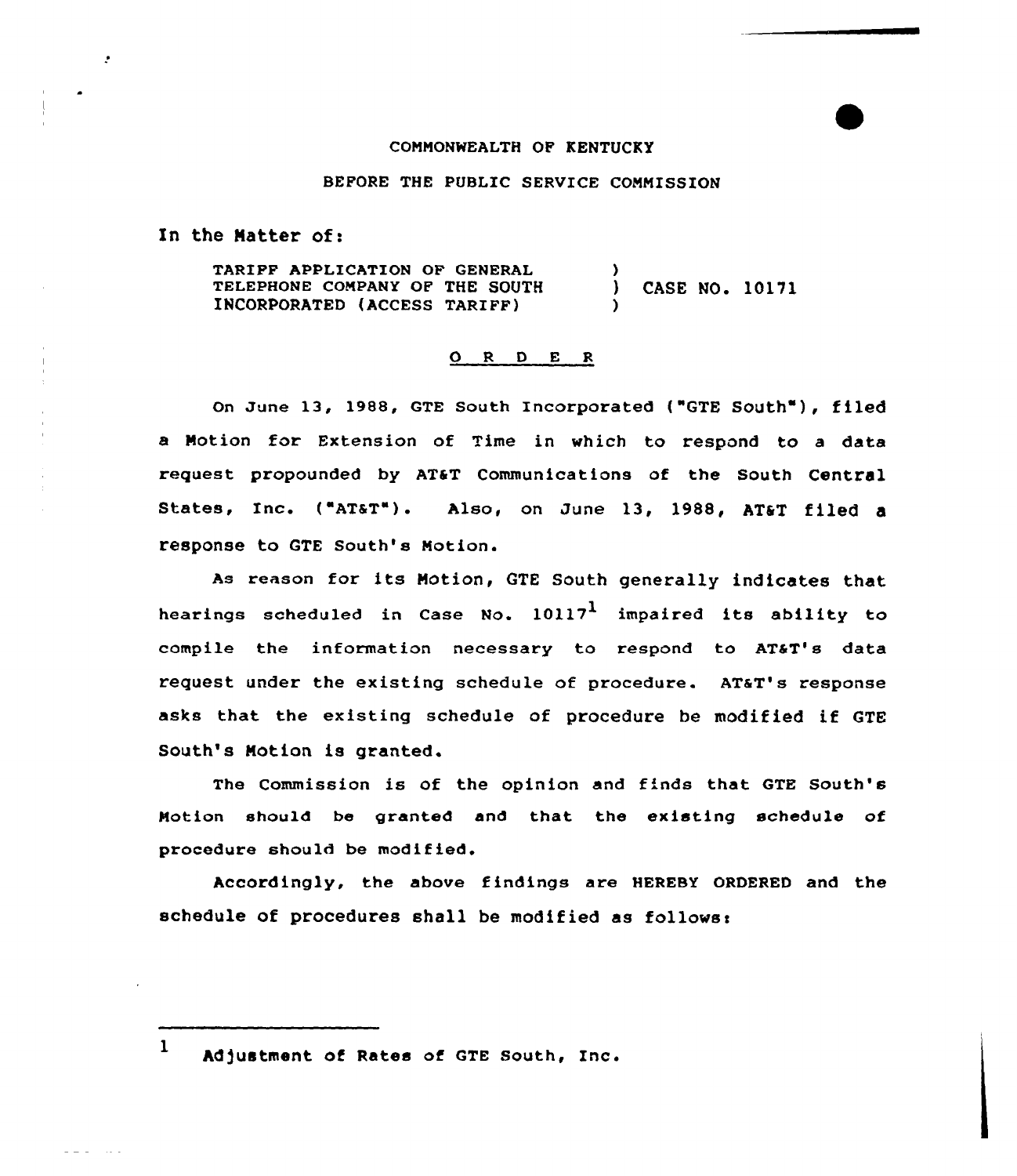COMMONWEALTH OF KENTUCKY

BEFORE THE PUBLIC SERVICE COMMISSION

In the Matter of:

TARIFF APPLICATION OF GENERAL TELEPHONE COMPANY OF THE SOUTH INCORPORATED (ACCESS TARIFF) ) CASE NO. 10171

## O R D E R

On June 13, 1988, GTE South Incorporated ("GTE South"), filed a Motion for Extension of Time in which to respond to a data request propounded by AT&T Communications of the South Central States, Inc. ("AT&T"). Also, on June 13, 1988, AT&T filed a response to GTE South's Motion.

As reason for its Motion, GTE South generally indicates that hearings scheduled in Case No. 10117[1] impaired its ability to compile the information necessary to respond to AT&T's data request under the existing schedule of procedure. AT&T's response asks that the existing schedule of procedure be modified if GTE South's Motion is granted.

The Commission is of the opinion and finds that GTE South's Motion should be granted and that the existing schedule of procedure should be modified.

Accordingly, the above findings are HEREBY ORDERED and the schedule of procedures shall be modified as follows:

---

[1] Adjustment of Rates of GTE South, Inc.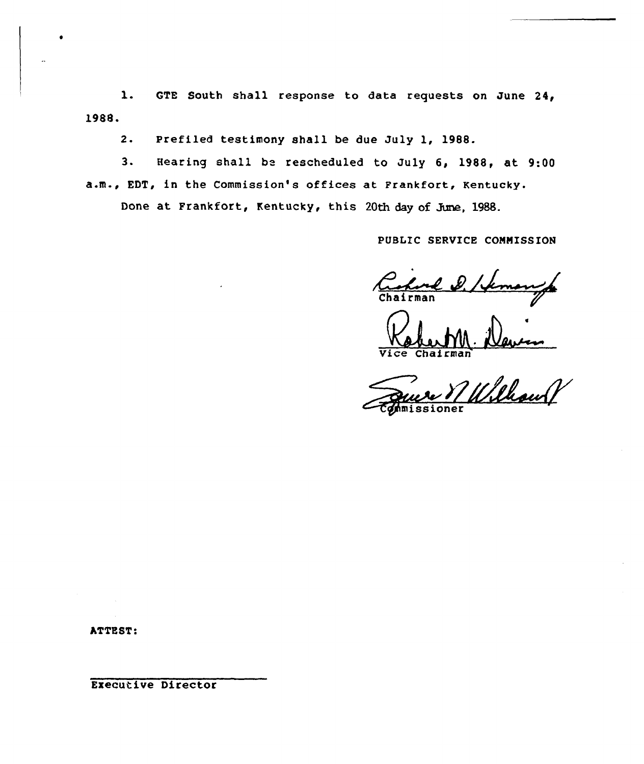1. GTE South shall response to data requests on June 24, 1988.

2. Prefiled testimony shall be due July 1, 1988.

3. Hearing shall be rescheduled to July 6, 1988, at 9:00 a.m., EDT, in the Commission's offices at Frankfort, Kentucky.

Done at Frankfort, Kentucky, this 20th day of June, 1988.

PUBLIC SERVICE COMMISSION

Chairman

Vice Chairman

Commissioner

ATTEST:

Executive Director